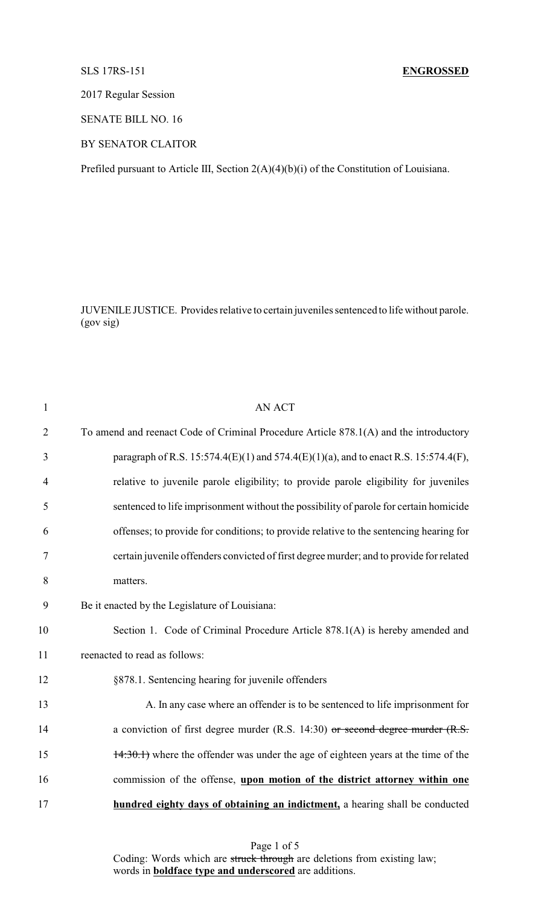SLS 17RS-151 **ENGROSSED**

2017 Regular Session

SENATE BILL NO. 16

BY SENATOR CLAITOR

Prefiled pursuant to Article III, Section 2(A)(4)(b)(i) of the Constitution of Louisiana.

JUVENILE JUSTICE. Provides relative to certain juveniles sentenced to life without parole. (gov sig)

1 AN ACT

2 To amend and reenact Code of Criminal Procedure Article 878.1(A) and the introductory

3 paragraph of R.S. 15:574.4(E)(1) and 574.4(E)(1)(a), and to enact R.S. 15:574.4(F),

4 relative to juvenile parole eligibility; to provide parole eligibility for juveniles

5 sentenced to life imprisonment without the possibility of parole for certain homicide

6 offenses; to provide for conditions; to provide relative to the sentencing hearing for

7 certain juvenile offenders convicted of first degree murder; and to provide for related

8 matters.

9 Be it enacted by the Legislature of Louisiana:

10 Section 1. Code of Criminal Procedure Article 878.1(A) is hereby amended and

11 reenacted to read as follows:

12 §878.1. Sentencing hearing for juvenile offenders

13 A. In any case where an offender is to be sentenced to life imprisonment for

14 a conviction of first degree murder (R.S. 14:30) ~~or second degree murder (R.S.~~

15 ~~14:30.1)~~ where the offender was under the age of eighteen years at the time of the

16 commission of the offense, **upon motion of the district attorney within one**

17 **hundred eighty days of obtaining an indictment,** a hearing shall be conducted

Coding: Words which are ~~struck through~~ are deletions from existing law; words in **boldface type and underscored** are additions.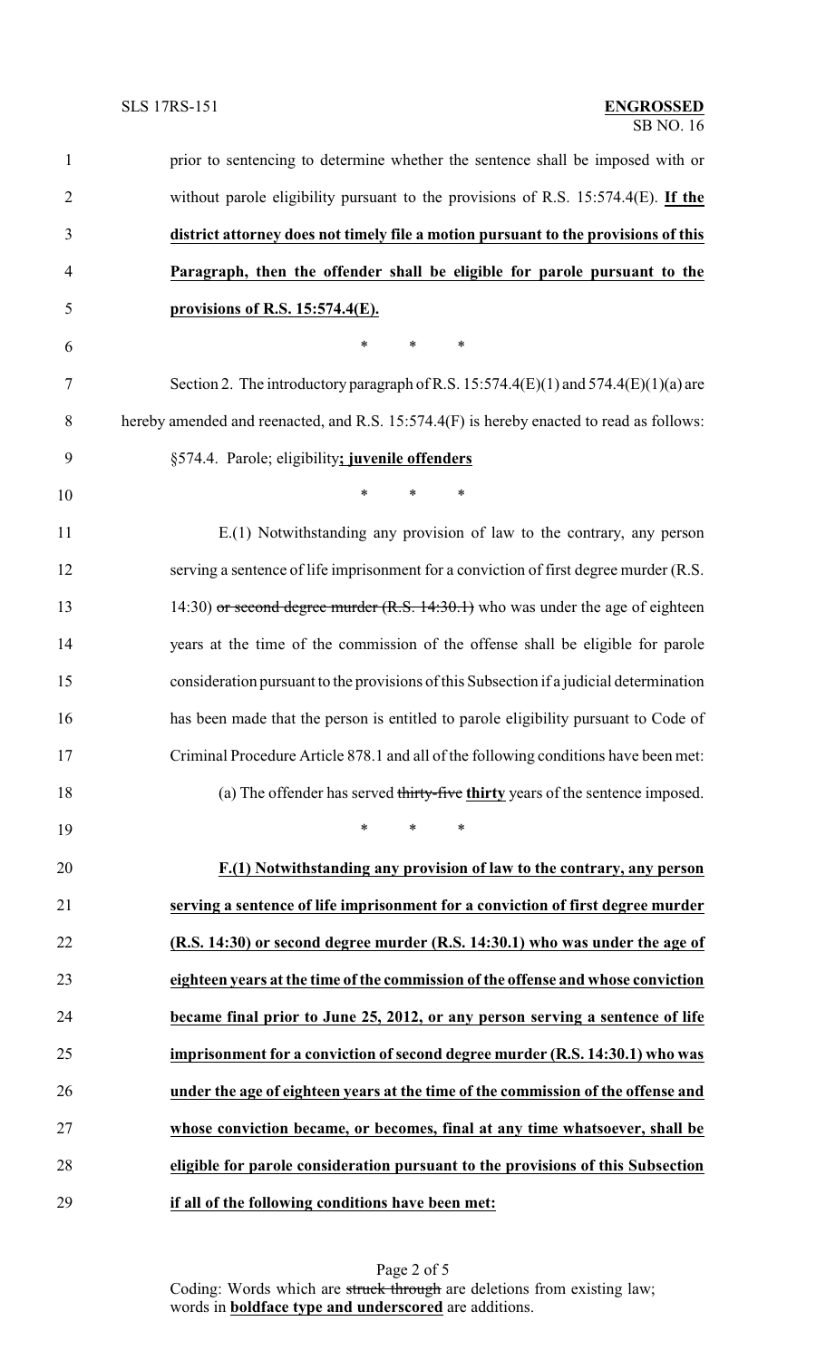prior to sentencing to determine whether the sentence shall be imposed with or without parole eligibility pursuant to the provisions of R.S. 15:574.4(E). **If the district attorney does not timely file a motion pursuant to the provisions of this Paragraph, then the offender shall be eligible for parole pursuant to the provisions of R.S. 15:574.4(E).**

\* \* \*

Section 2. The introductory paragraph of R.S. 15:574.4(E)(1) and 574.4(E)(1)(a) are hereby amended and reenacted, and R.S. 15:574.4(F) is hereby enacted to read as follows:

§574.4. Parole; eligibility**; juvenile offenders**

\* \* \*

E.(1) Notwithstanding any provision of law to the contrary, any person serving a sentence of life imprisonment for a conviction of first degree murder (R.S. 14:30) ~~or second degree murder (R.S. 14:30.1)~~ who was under the age of eighteen years at the time of the commission of the offense shall be eligible for parole consideration pursuant to the provisions of this Subsection if a judicial determination has been made that the person is entitled to parole eligibility pursuant to Code of Criminal Procedure Article 878.1 and all of the following conditions have been met:

(a) The offender has served ~~thirty-five~~ **thirty** years of the sentence imposed.

\* \* \*

**F.(1) Notwithstanding any provision of law to the contrary, any person serving a sentence of life imprisonment for a conviction of first degree murder (R.S. 14:30) or second degree murder (R.S. 14:30.1) who was under the age of eighteen years at the time of the commission of the offense and whose conviction became final prior to June 25, 2012, or any person serving a sentence of life imprisonment for a conviction of second degree murder (R.S. 14:30.1) who was under the age of eighteen years at the time of the commission of the offense and whose conviction became, or becomes, final at any time whatsoever, shall be eligible for parole consideration pursuant to the provisions of this Subsection if all of the following conditions have been met:**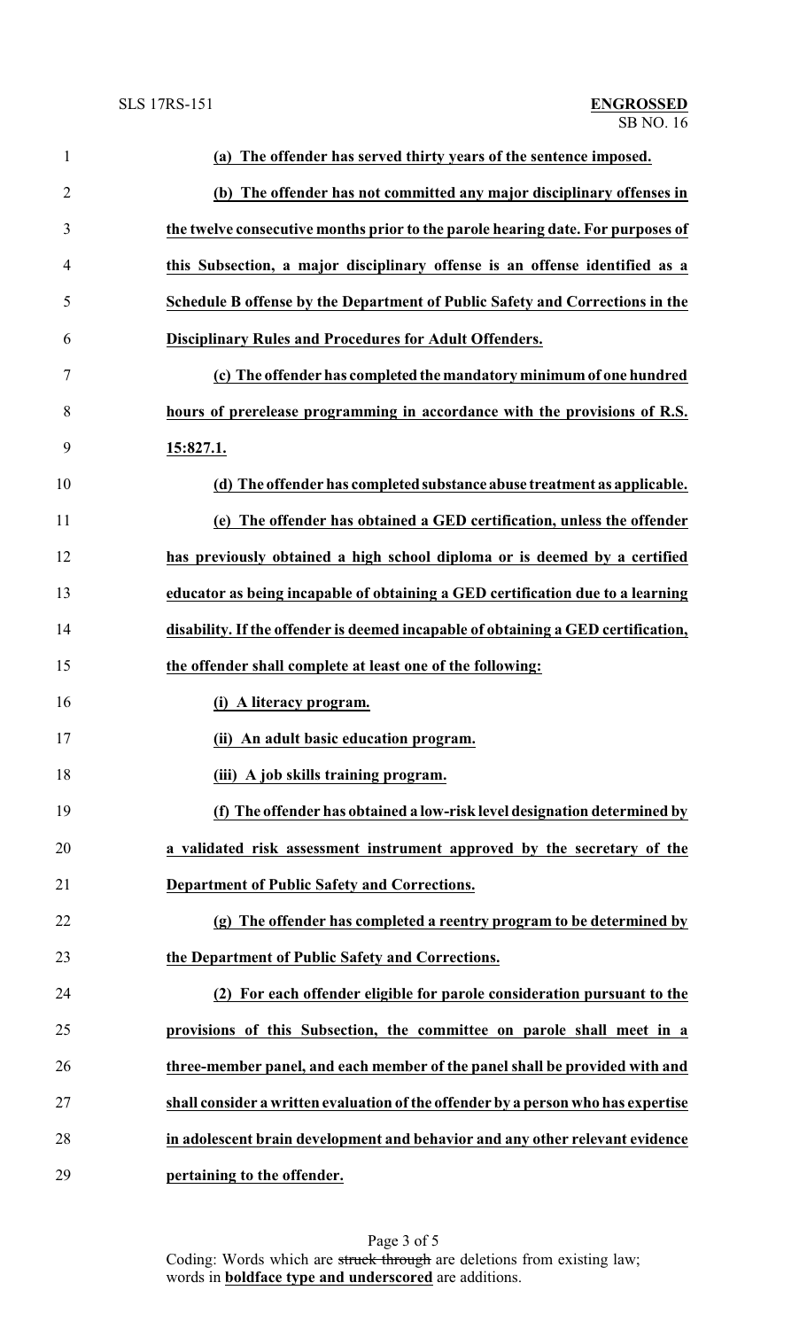**(a) The offender has served thirty years of the sentence imposed.**

**(b) The offender has not committed any major disciplinary offenses in the twelve consecutive months prior to the parole hearing date. For purposes of this Subsection, a major disciplinary offense is an offense identified as a Schedule B offense by the Department of Public Safety and Corrections in the Disciplinary Rules and Procedures for Adult Offenders.**

**(c) The offender has completed the mandatory minimum of one hundred hours of prerelease programming in accordance with the provisions of R.S. 15:827.1.**

**(d) The offender has completed substance abuse treatment as applicable.**

**(e) The offender has obtained a GED certification, unless the offender has previously obtained a high school diploma or is deemed by a certified educator as being incapable of obtaining a GED certification due to a learning disability. If the offender is deemed incapable of obtaining a GED certification, the offender shall complete at least one of the following:**

**(i) A literacy program.**

**(ii) An adult basic education program.**

**(iii) A job skills training program.**

**(f) The offender has obtained a low-risk level designation determined by a validated risk assessment instrument approved by the secretary of the Department of Public Safety and Corrections.**

**(g) The offender has completed a reentry program to be determined by the Department of Public Safety and Corrections.**

**(2) For each offender eligible for parole consideration pursuant to the provisions of this Subsection, the committee on parole shall meet in a three-member panel, and each member of the panel shall be provided with and shall consider a written evaluation of the offender by a person who has expertise in adolescent brain development and behavior and any other relevant evidence pertaining to the offender.**

Coding: Words which are ~~struck through~~ are deletions from existing law; words in **boldface type and underscored** are additions.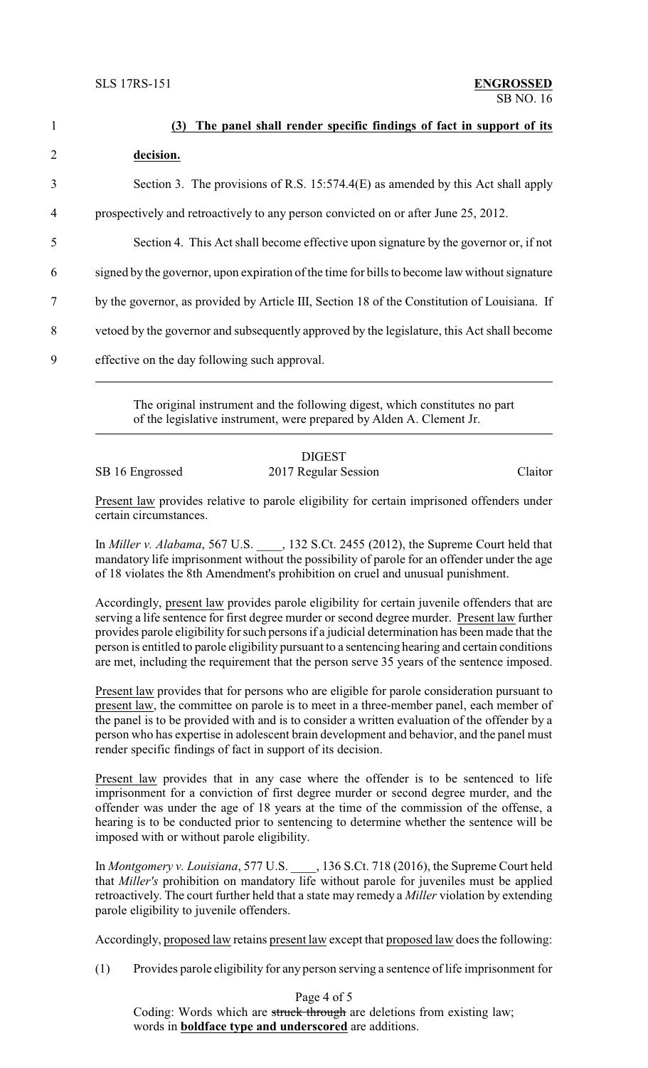**(3) The panel shall render specific findings of fact in support of its decision.**

Section 3. The provisions of R.S. 15:574.4(E) as amended by this Act shall apply prospectively and retroactively to any person convicted on or after June 25, 2012.

Section 4. This Act shall become effective upon signature by the governor or, if not signed by the governor, upon expiration of the time for bills to become law without signature by the governor, as provided by Article III, Section 18 of the Constitution of Louisiana. If vetoed by the governor and subsequently approved by the legislature, this Act shall become effective on the day following such approval.

---

The original instrument and the following digest, which constitutes no part of the legislative instrument, were prepared by Alden A. Clement Jr.

---

DIGEST

SB 16 Engrossed　　　　2017 Regular Session　　　　Claitor

Present law provides relative to parole eligibility for certain imprisoned offenders under certain circumstances.

In *Miller v. Alabama*, 567 U.S. ____, 132 S.Ct. 2455 (2012), the Supreme Court held that mandatory life imprisonment without the possibility of parole for an offender under the age of 18 violates the 8th Amendment's prohibition on cruel and unusual punishment.

Accordingly, present law provides parole eligibility for certain juvenile offenders that are serving a life sentence for first degree murder or second degree murder. Present law further provides parole eligibility for such persons if a judicial determination has been made that the person is entitled to parole eligibility pursuant to a sentencing hearing and certain conditions are met, including the requirement that the person serve 35 years of the sentence imposed.

Present law provides that for persons who are eligible for parole consideration pursuant to present law, the committee on parole is to meet in a three-member panel, each member of the panel is to be provided with and is to consider a written evaluation of the offender by a person who has expertise in adolescent brain development and behavior, and the panel must render specific findings of fact in support of its decision.

Present law provides that in any case where the offender is to be sentenced to life imprisonment for a conviction of first degree murder or second degree murder, and the offender was under the age of 18 years at the time of the commission of the offense, a hearing is to be conducted prior to sentencing to determine whether the sentence will be imposed with or without parole eligibility.

In *Montgomery v. Louisiana*, 577 U.S. ____, 136 S.Ct. 718 (2016), the Supreme Court held that *Miller's* prohibition on mandatory life without parole for juveniles must be applied retroactively. The court further held that a state may remedy a *Miller* violation by extending parole eligibility to juvenile offenders.

Accordingly, proposed law retains present law except that proposed law does the following:

(1) Provides parole eligibility for any person serving a sentence of life imprisonment for

Coding: Words which are ~~struck through~~ are deletions from existing law; words in **boldface type and underscored** are additions.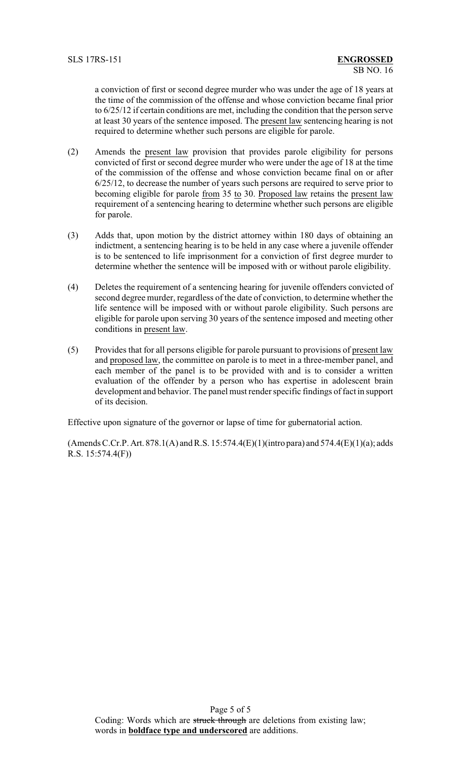a conviction of first or second degree murder who was under the age of 18 years at the time of the commission of the offense and whose conviction became final prior to 6/25/12 if certain conditions are met, including the condition that the person serve at least 30 years of the sentence imposed. The present law sentencing hearing is not required to determine whether such persons are eligible for parole.

(2) Amends the present law provision that provides parole eligibility for persons convicted of first or second degree murder who were under the age of 18 at the time of the commission of the offense and whose conviction became final on or after 6/25/12, to decrease the number of years such persons are required to serve prior to becoming eligible for parole from 35 to 30. Proposed law retains the present law requirement of a sentencing hearing to determine whether such persons are eligible for parole.

(3) Adds that, upon motion by the district attorney within 180 days of obtaining an indictment, a sentencing hearing is to be held in any case where a juvenile offender is to be sentenced to life imprisonment for a conviction of first degree murder to determine whether the sentence will be imposed with or without parole eligibility.

(4) Deletes the requirement of a sentencing hearing for juvenile offenders convicted of second degree murder, regardless of the date of conviction, to determine whether the life sentence will be imposed with or without parole eligibility. Such persons are eligible for parole upon serving 30 years of the sentence imposed and meeting other conditions in present law.

(5) Provides that for all persons eligible for parole pursuant to provisions of present law and proposed law, the committee on parole is to meet in a three-member panel, and each member of the panel is to be provided with and is to consider a written evaluation of the offender by a person who has expertise in adolescent brain development and behavior. The panel must render specific findings of fact in support of its decision.

Effective upon signature of the governor or lapse of time for gubernatorial action.

(Amends C.Cr.P. Art. 878.1(A) and R.S. 15:574.4(E)(1)(intro para) and 574.4(E)(1)(a); adds R.S. 15:574.4(F))

Coding: Words which are ~~struck through~~ are deletions from existing law; words in **boldface type and underscored** are additions.